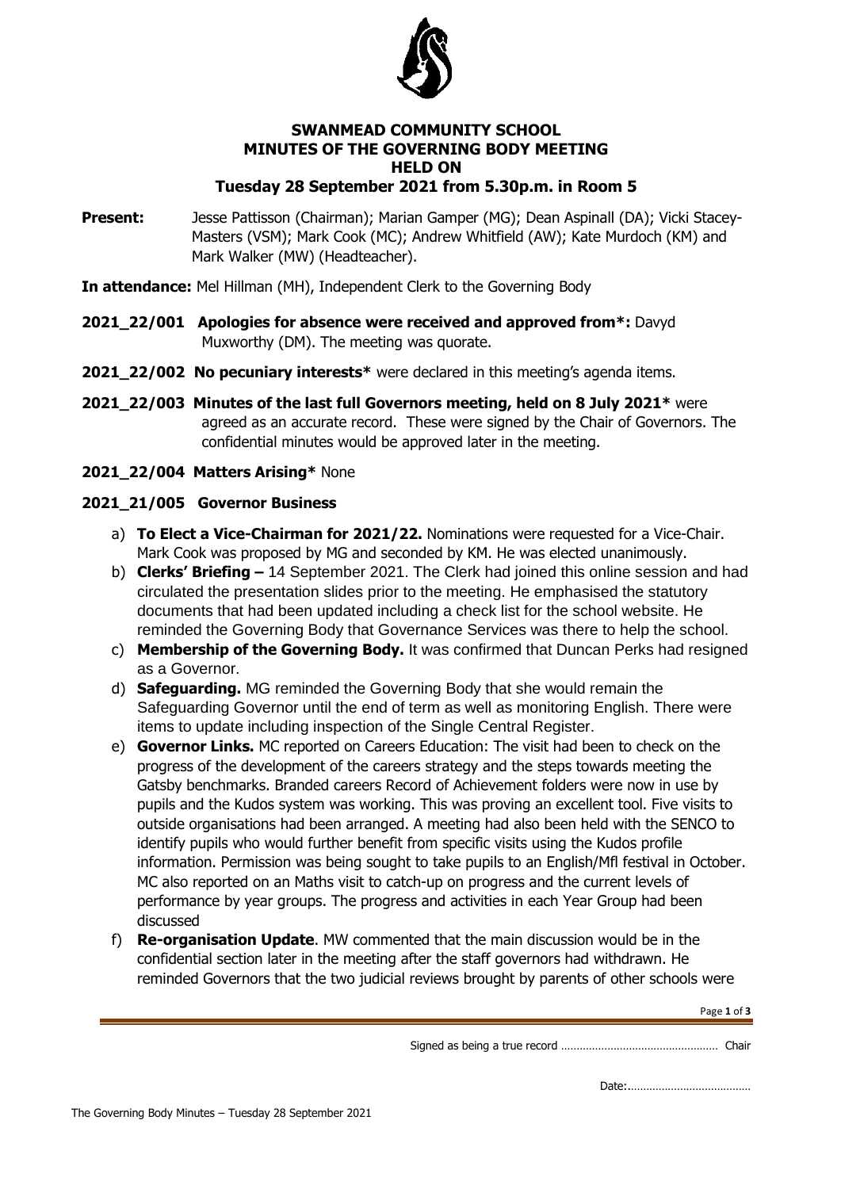# SWANMEAD COMMUNITY SCHOOL
## MINUTES OF THE GOVERNING BODY MEETING HELD ON
### Tuesday 28 September 2021 from 5.30p.m. in Room 5

**Present:** Jesse Pattisson (Chairman); Marian Gamper (MG); Dean Aspinall (DA); Vicki Stacey-Masters (VSM); Mark Cook (MC); Andrew Whitfield (AW); Kate Murdoch (KM) and Mark Walker (MW) (Headteacher).

**In attendance:** Mel Hillman (MH), Independent Clerk to the Governing Body

**2021_22/001 Apologies for absence were received and approved from*:** Davyd Muxworthy (DM). The meeting was quorate.

**2021_22/002 No pecuniary interests*** were declared in this meeting's agenda items.

**2021_22/003 Minutes of the last full Governors meeting, held on 8 July 2021*** were agreed as an accurate record. These were signed by the Chair of Governors. The confidential minutes would be approved later in the meeting.

**2021_22/004 Matters Arising*** None

**2021_21/005 Governor Business**

a) **To Elect a Vice-Chairman for 2021/22.** Nominations were requested for a Vice-Chair. Mark Cook was proposed by MG and seconded by KM. He was elected unanimously.

b) **Clerks' Briefing –** 14 September 2021. The Clerk had joined this online session and had circulated the presentation slides prior to the meeting. He emphasised the statutory documents that had been updated including a check list for the school website. He reminded the Governing Body that Governance Services was there to help the school.

c) **Membership of the Governing Body.** It was confirmed that Duncan Perks had resigned as a Governor.

d) **Safeguarding.** MG reminded the Governing Body that she would remain the Safeguarding Governor until the end of term as well as monitoring English. There were items to update including inspection of the Single Central Register.

e) **Governor Links.** MC reported on Careers Education: The visit had been to check on the progress of the development of the careers strategy and the steps towards meeting the Gatsby benchmarks. Branded careers Record of Achievement folders were now in use by pupils and the Kudos system was working. This was proving an excellent tool. Five visits to outside organisations had been arranged. A meeting had also been held with the SENCO to identify pupils who would further benefit from specific visits using the Kudos profile information. Permission was being sought to take pupils to an English/Mfl festival in October. MC also reported on an Maths visit to catch-up on progress and the current levels of performance by year groups. The progress and activities in each Year Group had been discussed

f) **Re-organisation Update**. MW commented that the main discussion would be in the confidential section later in the meeting after the staff governors had withdrawn. He reminded Governors that the two judicial reviews brought by parents of other schools were

Signed as being a true record ………………………………………… Chair

Date:………………………………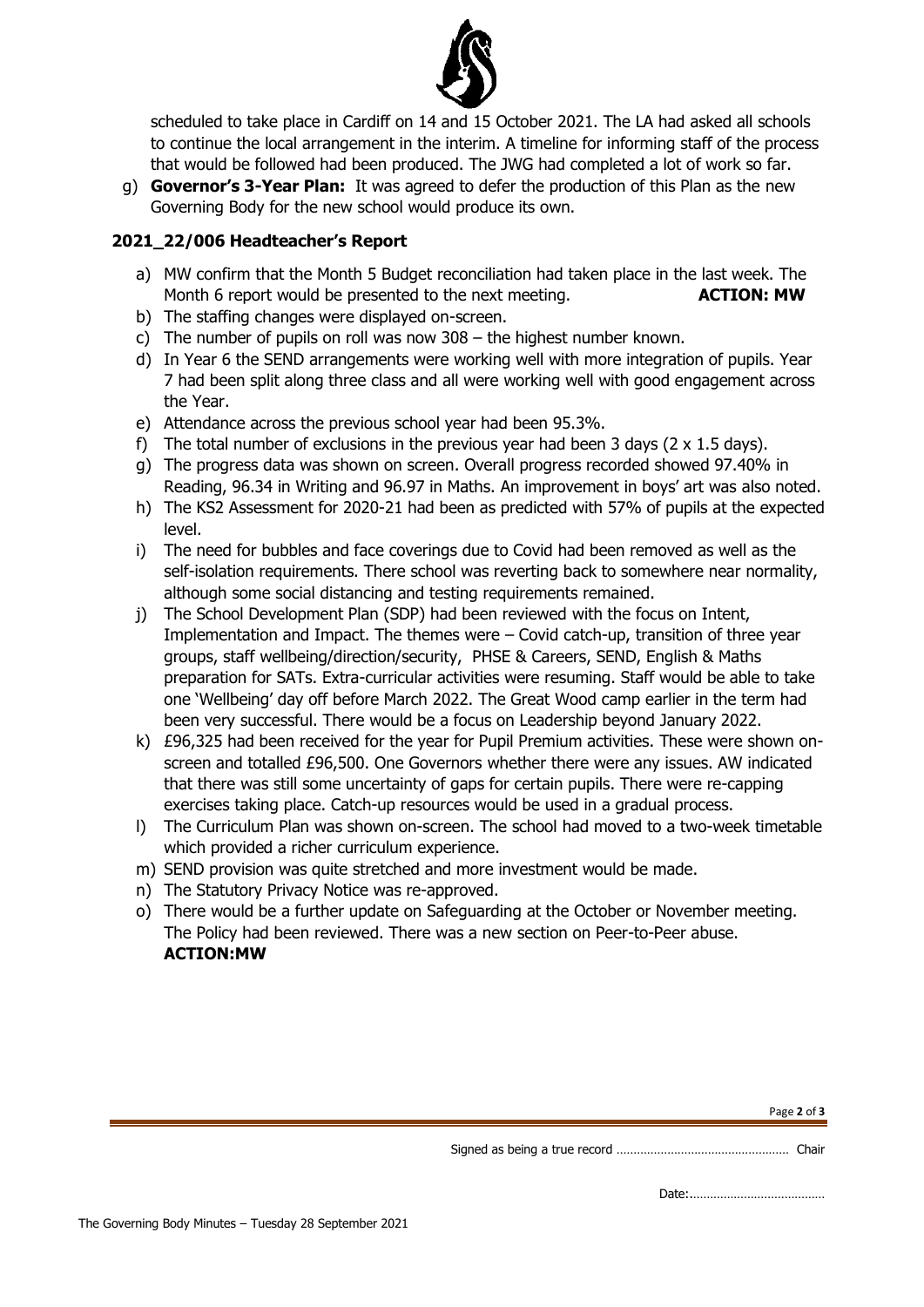scheduled to take place in Cardiff on 14 and 15 October 2021. The LA had asked all schools to continue the local arrangement in the interim. A timeline for informing staff of the process that would be followed had been produced. The JWG had completed a lot of work so far.

g) **Governor's 3-Year Plan:** It was agreed to defer the production of this Plan as the new Governing Body for the new school would produce its own.

## 2021_22/006 Headteacher's Report

a) MW confirm that the Month 5 Budget reconciliation had taken place in the last week. The Month 6 report would be presented to the next meeting. **ACTION: MW**
b) The staffing changes were displayed on-screen.
c) The number of pupils on roll was now 308 – the highest number known.
d) In Year 6 the SEND arrangements were working well with more integration of pupils. Year 7 had been split along three class and all were working well with good engagement across the Year.
e) Attendance across the previous school year had been 95.3%.
f) The total number of exclusions in the previous year had been 3 days (2 x 1.5 days).
g) The progress data was shown on screen. Overall progress recorded showed 97.40% in Reading, 96.34 in Writing and 96.97 in Maths. An improvement in boys' art was also noted.
h) The KS2 Assessment for 2020-21 had been as predicted with 57% of pupils at the expected level.
i) The need for bubbles and face coverings due to Covid had been removed as well as the self-isolation requirements. There school was reverting back to somewhere near normality, although some social distancing and testing requirements remained.
j) The School Development Plan (SDP) had been reviewed with the focus on Intent, Implementation and Impact. The themes were – Covid catch-up, transition of three year groups, staff wellbeing/direction/security, PHSE & Careers, SEND, English & Maths preparation for SATs. Extra-curricular activities were resuming. Staff would be able to take one 'Wellbeing' day off before March 2022. The Great Wood camp earlier in the term had been very successful. There would be a focus on Leadership beyond January 2022.
k) £96,325 had been received for the year for Pupil Premium activities. These were shown on-screen and totalled £96,500. One Governors whether there were any issues. AW indicated that there was still some uncertainty of gaps for certain pupils. There were re-capping exercises taking place. Catch-up resources would be used in a gradual process.
l) The Curriculum Plan was shown on-screen. The school had moved to a two-week timetable which provided a richer curriculum experience.
m) SEND provision was quite stretched and more investment would be made.
n) The Statutory Privacy Notice was re-approved.
o) There would be a further update on Safeguarding at the October or November meeting. The Policy had been reviewed. There was a new section on Peer-to-Peer abuse. **ACTION:MW**

Signed as being a true record ……………………………………………… Chair

Date:…………………………………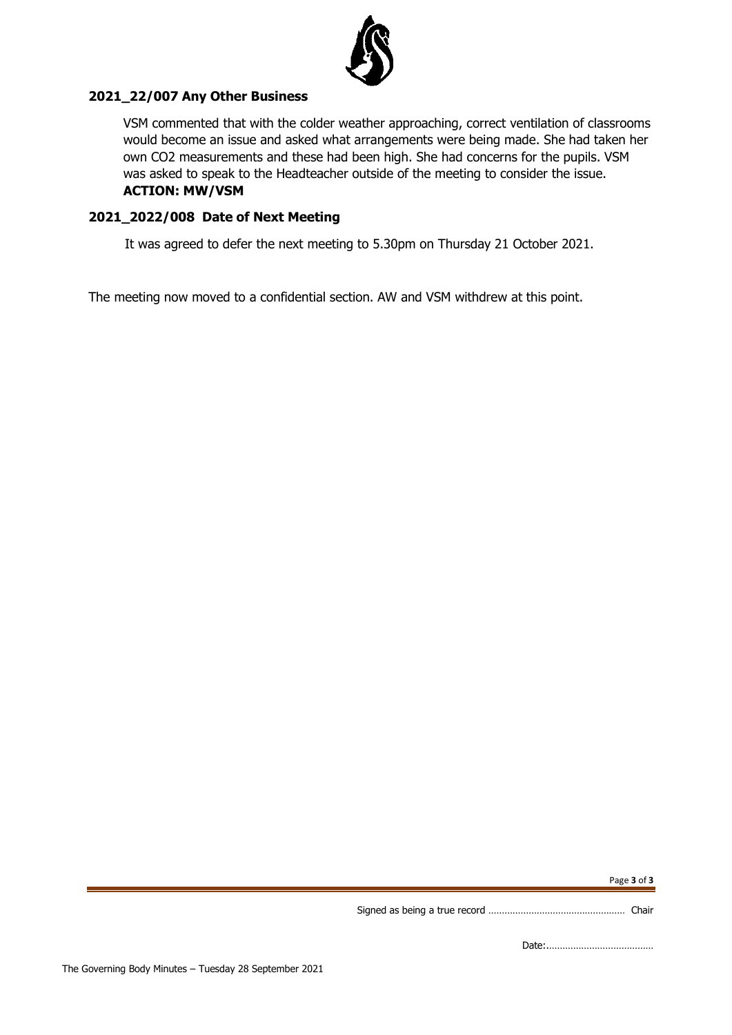### 2021_22/007 Any Other Business

VSM commented that with the colder weather approaching, correct ventilation of classrooms would become an issue and asked what arrangements were being made. She had taken her own $CO_2$ measurements and these had been high. She had concerns for the pupils. VSM was asked to speak to the Headteacher outside of the meeting to consider the issue.
**ACTION: MW/VSM**

### 2021_2022/008 Date of Next Meeting

It was agreed to defer the next meeting to 5.30pm on Thursday 21 October 2021.

The meeting now moved to a confidential section. AW and VSM withdrew at this point.

Signed as being a true record …………………………………………… Chair

Date:…………………………………